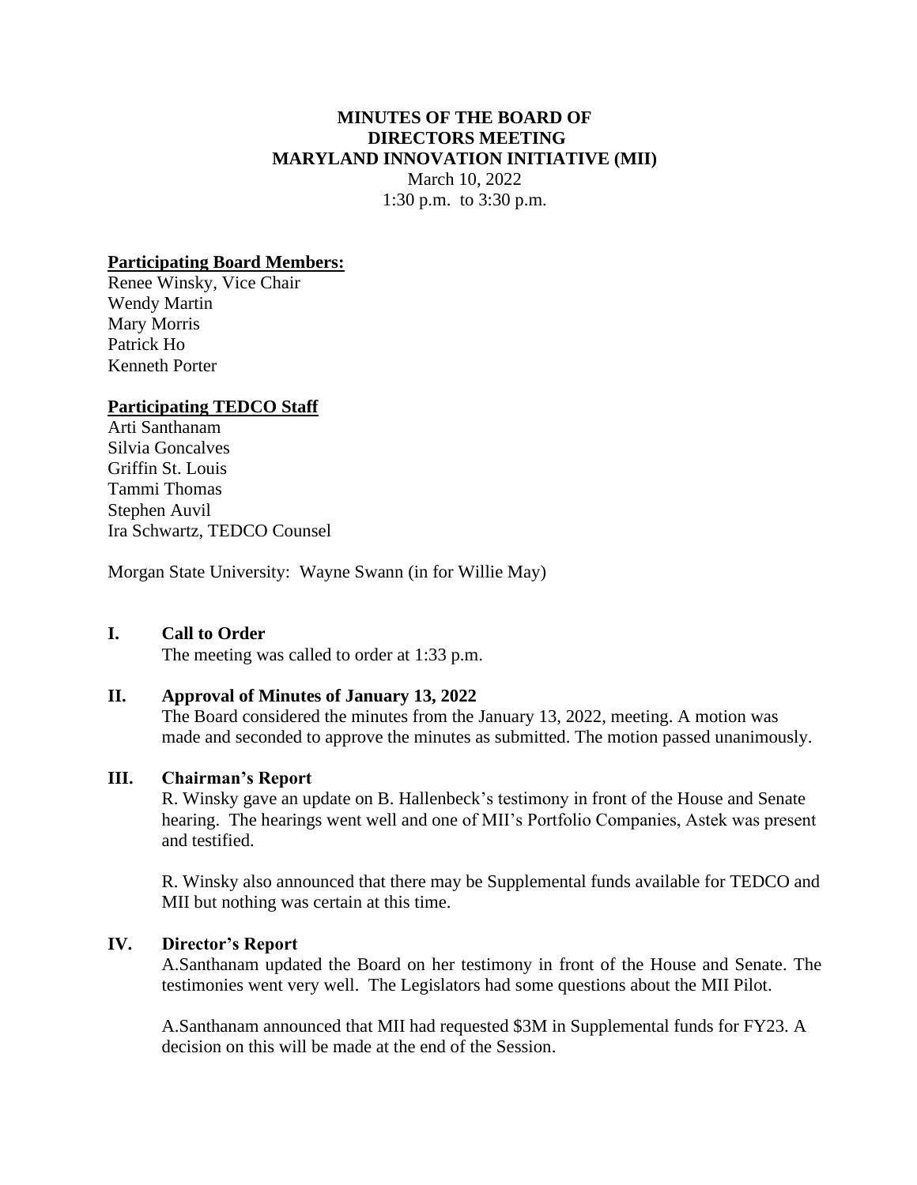# MINUTES OF THE BOARD OF DIRECTORS MEETING MARYLAND INNOVATION INITIATIVE (MII)

March 10, 2022
1:30 p.m. to 3:30 p.m.

**Participating Board Members:**

Renee Winsky, Vice Chair
Wendy Martin
Mary Morris
Patrick Ho
Kenneth Porter

**Participating TEDCO Staff**

Arti Santhanam
Silvia Goncalves
Griffin St. Louis
Tammi Thomas
Stephen Auvil
Ira Schwartz, TEDCO Counsel

Morgan State University: Wayne Swann (in for Willie May)

## I. Call to Order

The meeting was called to order at 1:33 p.m.

## II. Approval of Minutes of January 13, 2022

The Board considered the minutes from the January 13, 2022, meeting. A motion was made and seconded to approve the minutes as submitted. The motion passed unanimously.

## III. Chairman's Report

R. Winsky gave an update on B. Hallenbeck's testimony in front of the House and Senate hearing. The hearings went well and one of MII's Portfolio Companies, Astek was present and testified.

R. Winsky also announced that there may be Supplemental funds available for TEDCO and MII but nothing was certain at this time.

## IV. Director's Report

A.Santhanam updated the Board on her testimony in front of the House and Senate. The testimonies went very well. The Legislators had some questions about the MII Pilot.

A.Santhanam announced that MII had requested $3M in Supplemental funds for FY23. A decision on this will be made at the end of the Session.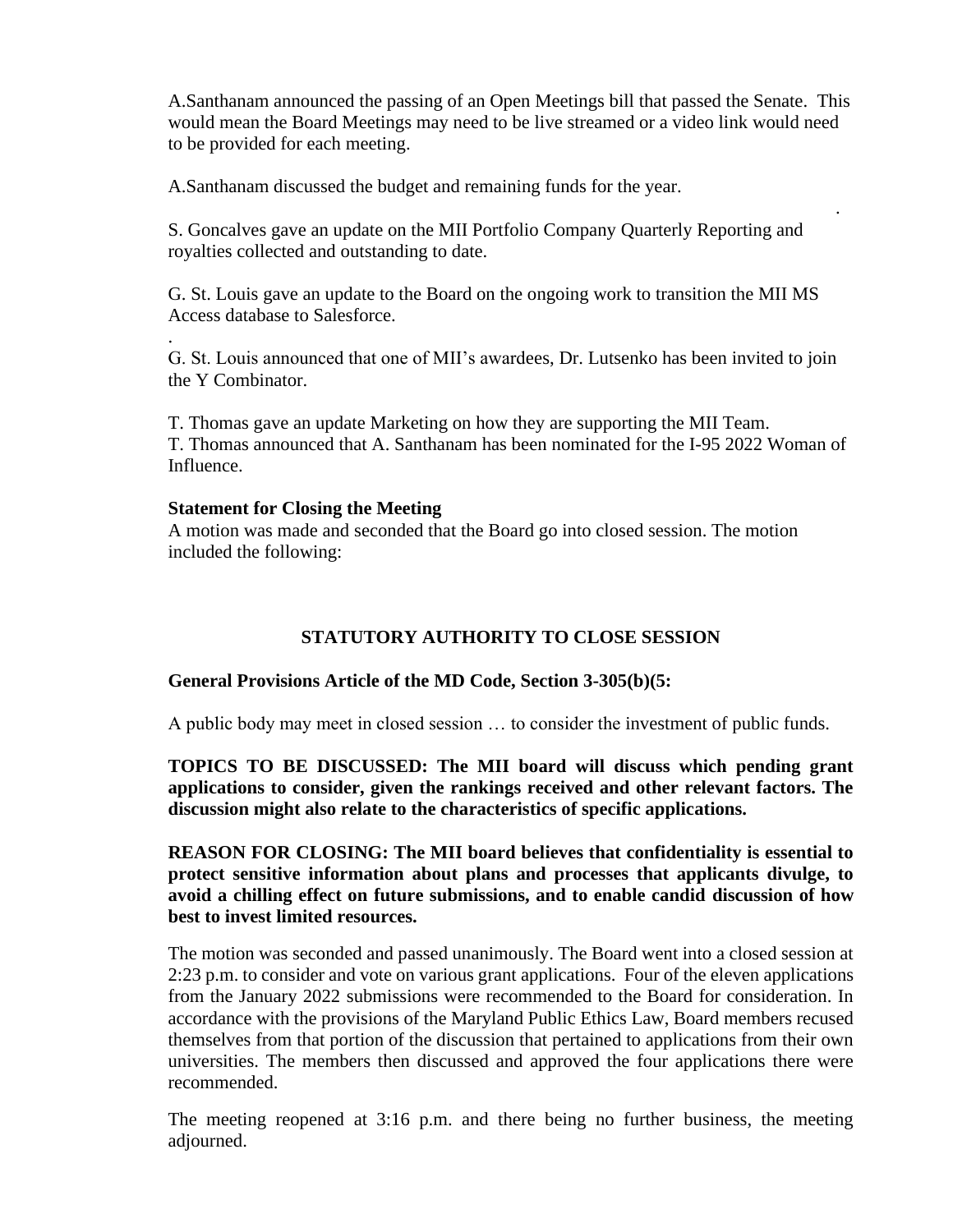A.Santhanam announced the passing of an Open Meetings bill that passed the Senate. This would mean the Board Meetings may need to be live streamed or a video link would need to be provided for each meeting.

A.Santhanam discussed the budget and remaining funds for the year.

S. Goncalves gave an update on the MII Portfolio Company Quarterly Reporting and royalties collected and outstanding to date.

G. St. Louis gave an update to the Board on the ongoing work to transition the MII MS Access database to Salesforce.

G. St. Louis announced that one of MII's awardees, Dr. Lutsenko has been invited to join the Y Combinator.

T. Thomas gave an update Marketing on how they are supporting the MII Team.
T. Thomas announced that A. Santhanam has been nominated for the I-95 2022 Woman of Influence.

**Statement for Closing the Meeting**
A motion was made and seconded that the Board go into closed session. The motion included the following:

## STATUTORY AUTHORITY TO CLOSE SESSION

**General Provisions Article of the MD Code, Section 3-305(b)(5:**

A public body may meet in closed session … to consider the investment of public funds.

**TOPICS TO BE DISCUSSED: The MII board will discuss which pending grant applications to consider, given the rankings received and other relevant factors. The discussion might also relate to the characteristics of specific applications.**

**REASON FOR CLOSING: The MII board believes that confidentiality is essential to protect sensitive information about plans and processes that applicants divulge, to avoid a chilling effect on future submissions, and to enable candid discussion of how best to invest limited resources.**

The motion was seconded and passed unanimously. The Board went into a closed session at 2:23 p.m. to consider and vote on various grant applications. Four of the eleven applications from the January 2022 submissions were recommended to the Board for consideration. In accordance with the provisions of the Maryland Public Ethics Law, Board members recused themselves from that portion of the discussion that pertained to applications from their own universities. The members then discussed and approved the four applications there were recommended.

The meeting reopened at 3:16 p.m. and there being no further business, the meeting adjourned.